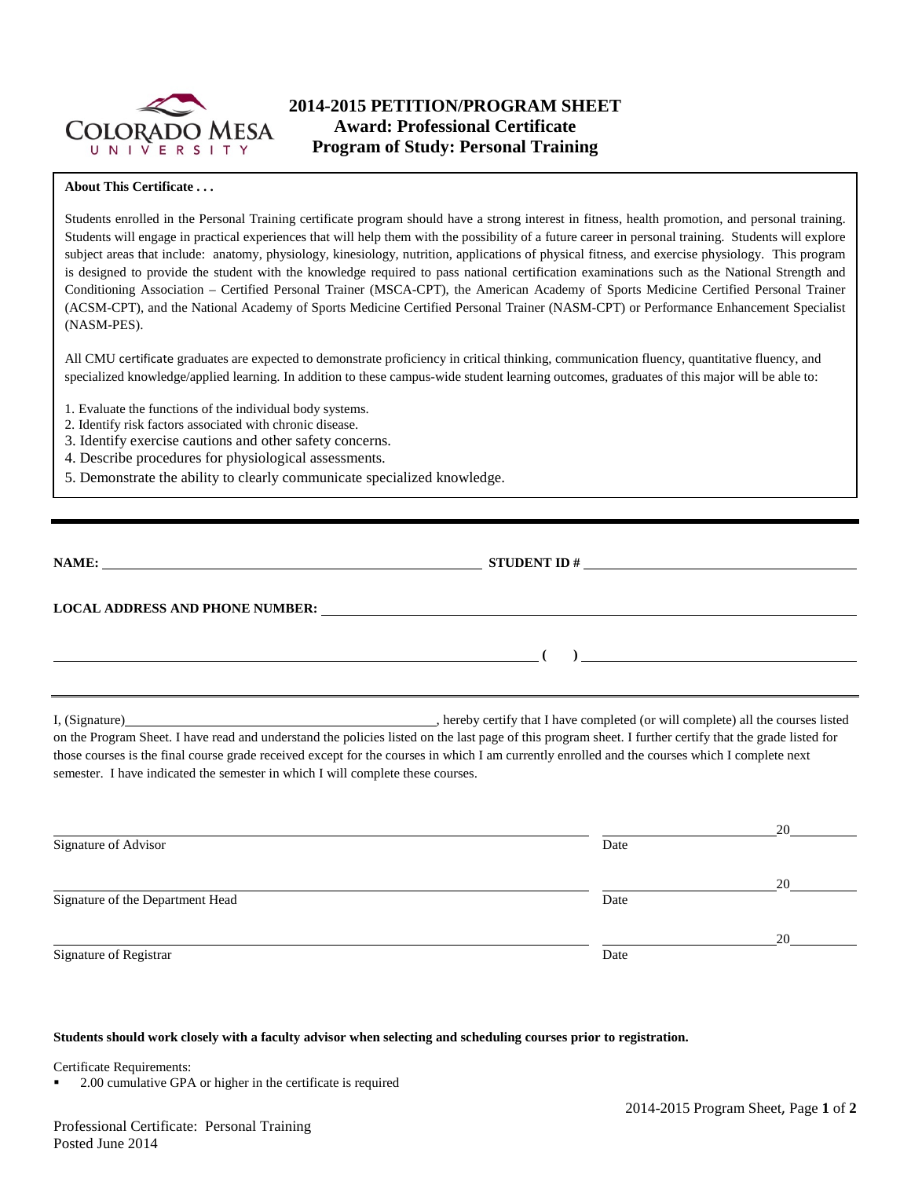# 2014-2015 PETITION/PROGRAM SHEET
## Award: Professional Certificate
## Program of Study: Personal Training

**About This Certificate . . .**

Students enrolled in the Personal Training certificate program should have a strong interest in fitness, health promotion, and personal training. Students will engage in practical experiences that will help them with the possibility of a future career in personal training. Students will explore subject areas that include: anatomy, physiology, kinesiology, nutrition, applications of physical fitness, and exercise physiology. This program is designed to provide the student with the knowledge required to pass national certification examinations such as the National Strength and Conditioning Association – Certified Personal Trainer (MSCA-CPT), the American Academy of Sports Medicine Certified Personal Trainer (ACSM-CPT), and the National Academy of Sports Medicine Certified Personal Trainer (NASM-CPT) or Performance Enhancement Specialist (NASM-PES).

All CMU certificate graduates are expected to demonstrate proficiency in critical thinking, communication fluency, quantitative fluency, and specialized knowledge/applied learning. In addition to these campus-wide student learning outcomes, graduates of this major will be able to:

1. Evaluate the functions of the individual body systems.
2. Identify risk factors associated with chronic disease.
3. Identify exercise cautions and other safety concerns.
4. Describe procedures for physiological assessments.
5. Demonstrate the ability to clearly communicate specialized knowledge.

---

**NAME:** ______________________________ **STUDENT ID #** ______________________________

**LOCAL ADDRESS AND PHONE NUMBER:** ______________________________

______________________________ **( )** ______________________________

---

I, (Signature)______________________________, hereby certify that I have completed (or will complete) all the courses listed on the Program Sheet. I have read and understand the policies listed on the last page of this program sheet. I further certify that the grade listed for those courses is the final course grade received except for the courses in which I am currently enrolled and the courses which I complete next semester. I have indicated the semester in which I will complete these courses.

______________________________ ______________20______
Signature of Advisor Date

______________________________ ______________20______
Signature of the Department Head Date

______________________________ ______________20______
Signature of Registrar Date

**Students should work closely with a faculty advisor when selecting and scheduling courses prior to registration.**

Certificate Requirements:

- 2.00 cumulative GPA or higher in the certificate is required

Professional Certificate: Personal Training
Posted June 2014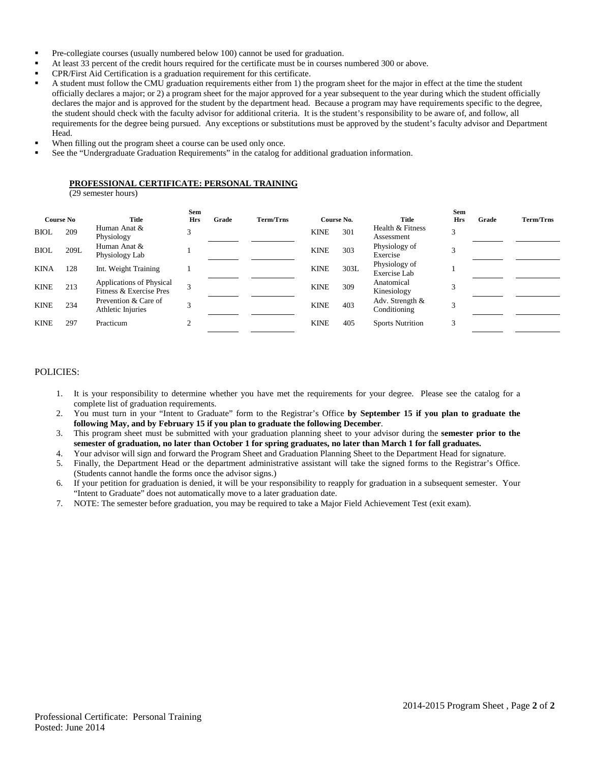- Pre-collegiate courses (usually numbered below 100) cannot be used for graduation.
- At least 33 percent of the credit hours required for the certificate must be in courses numbered 300 or above.
- CPR/First Aid Certification is a graduation requirement for this certificate.
- A student must follow the CMU graduation requirements either from 1) the program sheet for the major in effect at the time the student officially declares a major; or 2) a program sheet for the major approved for a year subsequent to the year during which the student officially declares the major and is approved for the student by the department head. Because a program may have requirements specific to the degree, the student should check with the faculty advisor for additional criteria. It is the student's responsibility to be aware of, and follow, all requirements for the degree being pursued. Any exceptions or substitutions must be approved by the student's faculty advisor and Department Head.
- When filling out the program sheet a course can be used only once.
- See the "Undergraduate Graduation Requirements" in the catalog for additional graduation information.

**PROFESSIONAL CERTIFICATE: PERSONAL TRAINING**
(29 semester hours)

| Course No | | Title | Sem Hrs | Grade | Term/Trns | Course No. | | Title | Sem Hrs | Grade | Term/Trns |
|---|---|---|---|---|---|---|---|---|---|---|---|
| BIOL | 209 | Human Anat & Physiology | 3 | | | KINE | 301 | Health & Fitness Assessment | 3 | | |
| BIOL | 209L | Human Anat & Physiology Lab | 1 | | | KINE | 303 | Physiology of Exercise | 3 | | |
| KINA | 128 | Int. Weight Training | 1 | | | KINE | 303L | Physiology of Exercise Lab | 1 | | |
| KINE | 213 | Applications of Physical Fitness & Exercise Pres | 3 | | | KINE | 309 | Anatomical Kinesiology | 3 | | |
| KINE | 234 | Prevention & Care of Athletic Injuries | 3 | | | KINE | 403 | Adv. Strength & Conditioning | 3 | | |
| KINE | 297 | Practicum | 2 | | | KINE | 405 | Sports Nutrition | 3 | | |

POLICIES:

1. It is your responsibility to determine whether you have met the requirements for your degree. Please see the catalog for a complete list of graduation requirements.
2. You must turn in your "Intent to Graduate" form to the Registrar's Office **by September 15 if you plan to graduate the following May, and by February 15 if you plan to graduate the following December**.
3. This program sheet must be submitted with your graduation planning sheet to your advisor during the **semester prior to the semester of graduation, no later than October 1 for spring graduates, no later than March 1 for fall graduates.**
4. Your advisor will sign and forward the Program Sheet and Graduation Planning Sheet to the Department Head for signature.
5. Finally, the Department Head or the department administrative assistant will take the signed forms to the Registrar's Office. (Students cannot handle the forms once the advisor signs.)
6. If your petition for graduation is denied, it will be your responsibility to reapply for graduation in a subsequent semester. Your "Intent to Graduate" does not automatically move to a later graduation date.
7. NOTE: The semester before graduation, you may be required to take a Major Field Achievement Test (exit exam).